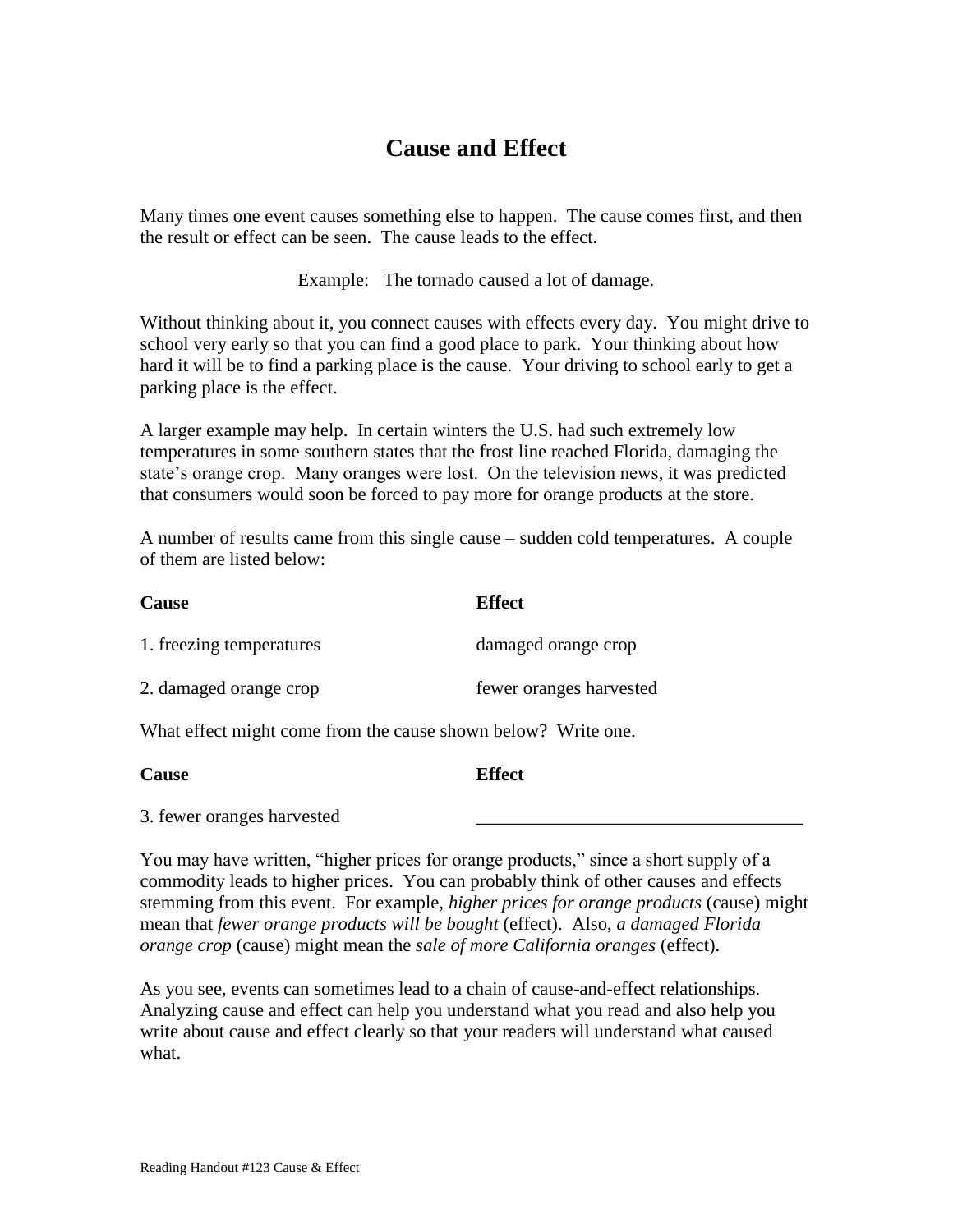# Cause and Effect

Many times one event causes something else to happen. The cause comes first, and then the result or effect can be seen. The cause leads to the effect.

Example: The tornado caused a lot of damage.

Without thinking about it, you connect causes with effects every day. You might drive to school very early so that you can find a good place to park. Your thinking about how hard it will be to find a parking place is the cause. Your driving to school early to get a parking place is the effect.

A larger example may help. In certain winters the U.S. had such extremely low temperatures in some southern states that the frost line reached Florida, damaging the state's orange crop. Many oranges were lost. On the television news, it was predicted that consumers would soon be forced to pay more for orange products at the store.

A number of results came from this single cause – sudden cold temperatures. A couple of them are listed below:

| **Cause** | **Effect** |
|---|---|
| 1. freezing temperatures | damaged orange crop |
| 2. damaged orange crop | fewer oranges harvested |

What effect might come from the cause shown below? Write one.

| **Cause** | **Effect** |
|---|---|
| 3. fewer oranges harvested | ___________________________________ |

You may have written, "higher prices for orange products," since a short supply of a commodity leads to higher prices. You can probably think of other causes and effects stemming from this event. For example, *higher prices for orange products* (cause) might mean that *fewer orange products will be bought* (effect). Also, *a damaged Florida orange crop* (cause) might mean the *sale of more California oranges* (effect).

As you see, events can sometimes lead to a chain of cause-and-effect relationships. Analyzing cause and effect can help you understand what you read and also help you write about cause and effect clearly so that your readers will understand what caused what.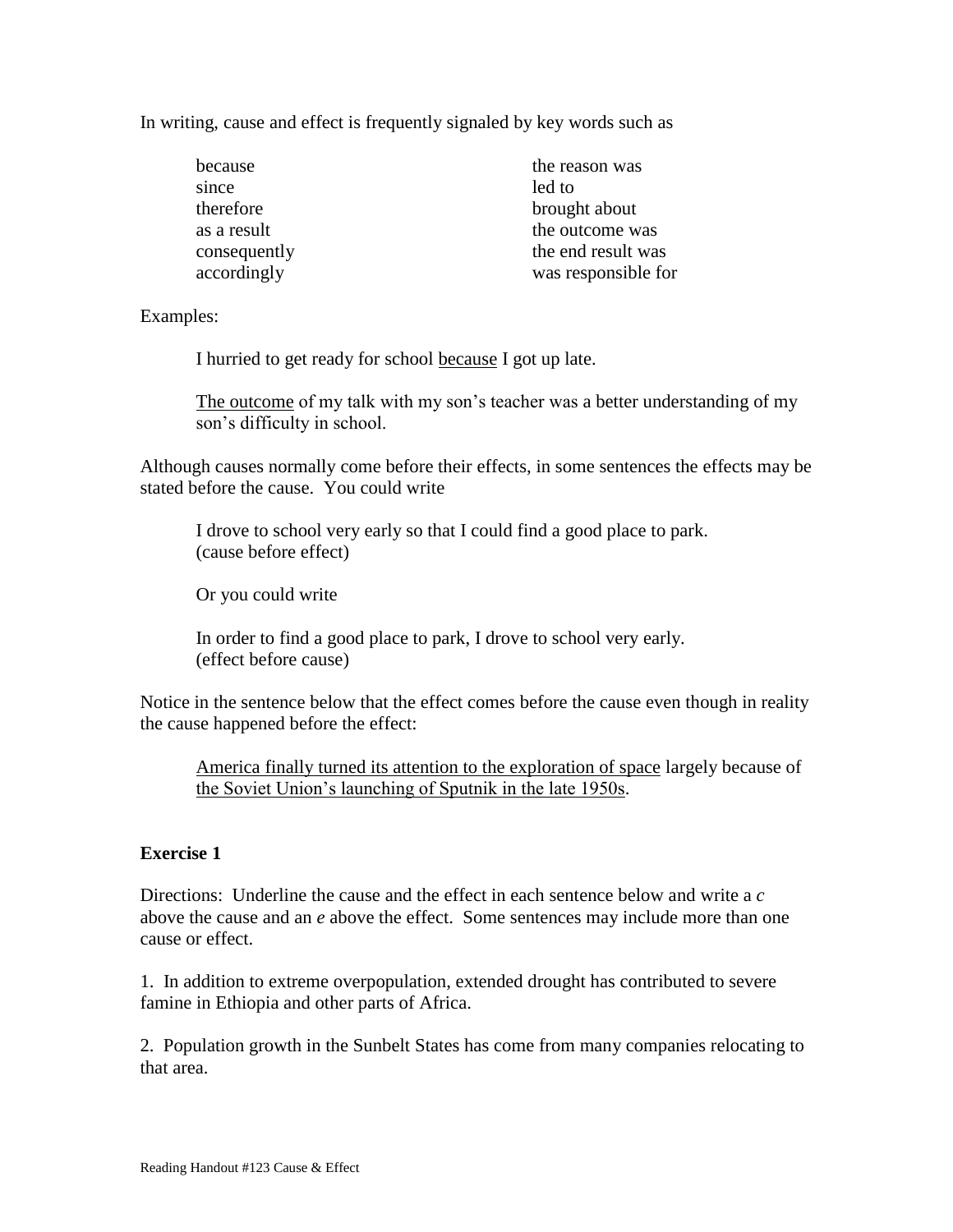In writing, cause and effect is frequently signaled by key words such as

| | |
|---|---|
| because | the reason was |
| since | led to |
| therefore | brought about |
| as a result | the outcome was |
| consequently | the end result was |
| accordingly | was responsible for |

Examples:

> I hurried to get ready for school <u>because</u> I got up late.
>
> <u>The outcome</u> of my talk with my son's teacher was a better understanding of my son's difficulty in school.

Although causes normally come before their effects, in some sentences the effects may be stated before the cause. You could write

> I drove to school very early so that I could find a good place to park.
> (cause before effect)
>
> Or you could write
>
> In order to find a good place to park, I drove to school very early.
> (effect before cause)

Notice in the sentence below that the effect comes before the cause even though in reality the cause happened before the effect:

> <u>America finally turned its attention to the exploration of space</u> largely because of <u>the Soviet Union's launching of Sputnik in the late 1950s</u>.

**Exercise 1**

Directions: Underline the cause and the effect in each sentence below and write a *c* above the cause and an *e* above the effect. Some sentences may include more than one cause or effect.

1. In addition to extreme overpopulation, extended drought has contributed to severe famine in Ethiopia and other parts of Africa.

2. Population growth in the Sunbelt States has come from many companies relocating to that area.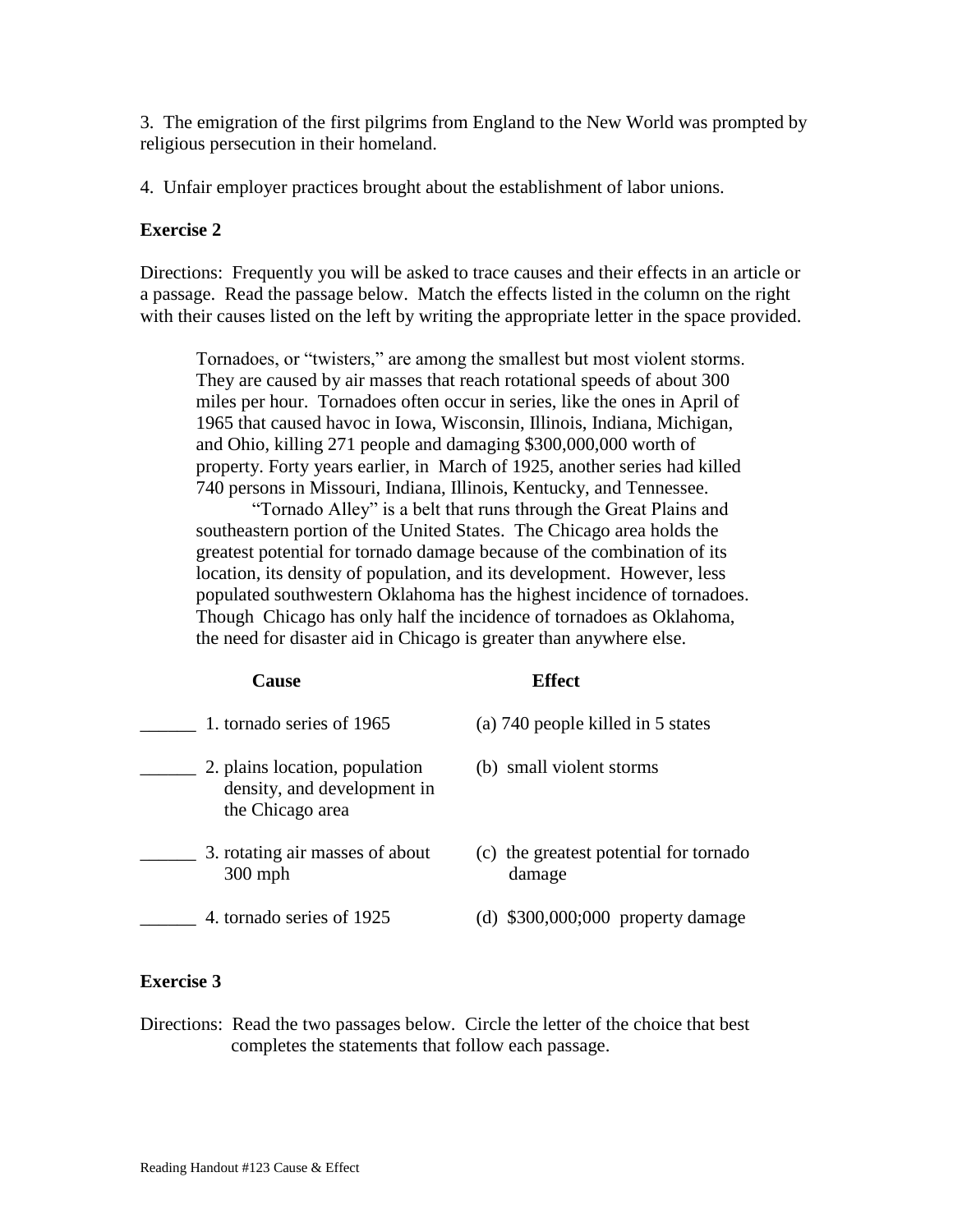3. The emigration of the first pilgrims from England to the New World was prompted by religious persecution in their homeland.

4. Unfair employer practices brought about the establishment of labor unions.

**Exercise 2**

Directions: Frequently you will be asked to trace causes and their effects in an article or a passage. Read the passage below. Match the effects listed in the column on the right with their causes listed on the left by writing the appropriate letter in the space provided.

> Tornadoes, or "twisters," are among the smallest but most violent storms. They are caused by air masses that reach rotational speeds of about 300 miles per hour. Tornadoes often occur in series, like the ones in April of 1965 that caused havoc in Iowa, Wisconsin, Illinois, Indiana, Michigan, and Ohio, killing 271 people and damaging $300,000,000 worth of property. Forty years earlier, in March of 1925, another series had killed 740 persons in Missouri, Indiana, Illinois, Kentucky, and Tennessee.
>
> "Tornado Alley" is a belt that runs through the Great Plains and southeastern portion of the United States. The Chicago area holds the greatest potential for tornado damage because of the combination of its location, its density of population, and its development. However, less populated southwestern Oklahoma has the highest incidence of tornadoes. Though Chicago has only half the incidence of tornadoes as Oklahoma, the need for disaster aid in Chicago is greater than anywhere else.

| Cause | Effect |
| --- | --- |
| ______ 1. tornado series of 1965 | (a) 740 people killed in 5 states |
| ______ 2. plains location, population density, and development in the Chicago area | (b) small violent storms |
| ______ 3. rotating air masses of about 300 mph | (c) the greatest potential for tornado damage |
| ______ 4. tornado series of 1925 | (d) $300,000;000 property damage |

**Exercise 3**

Directions: Read the two passages below. Circle the letter of the choice that best completes the statements that follow each passage.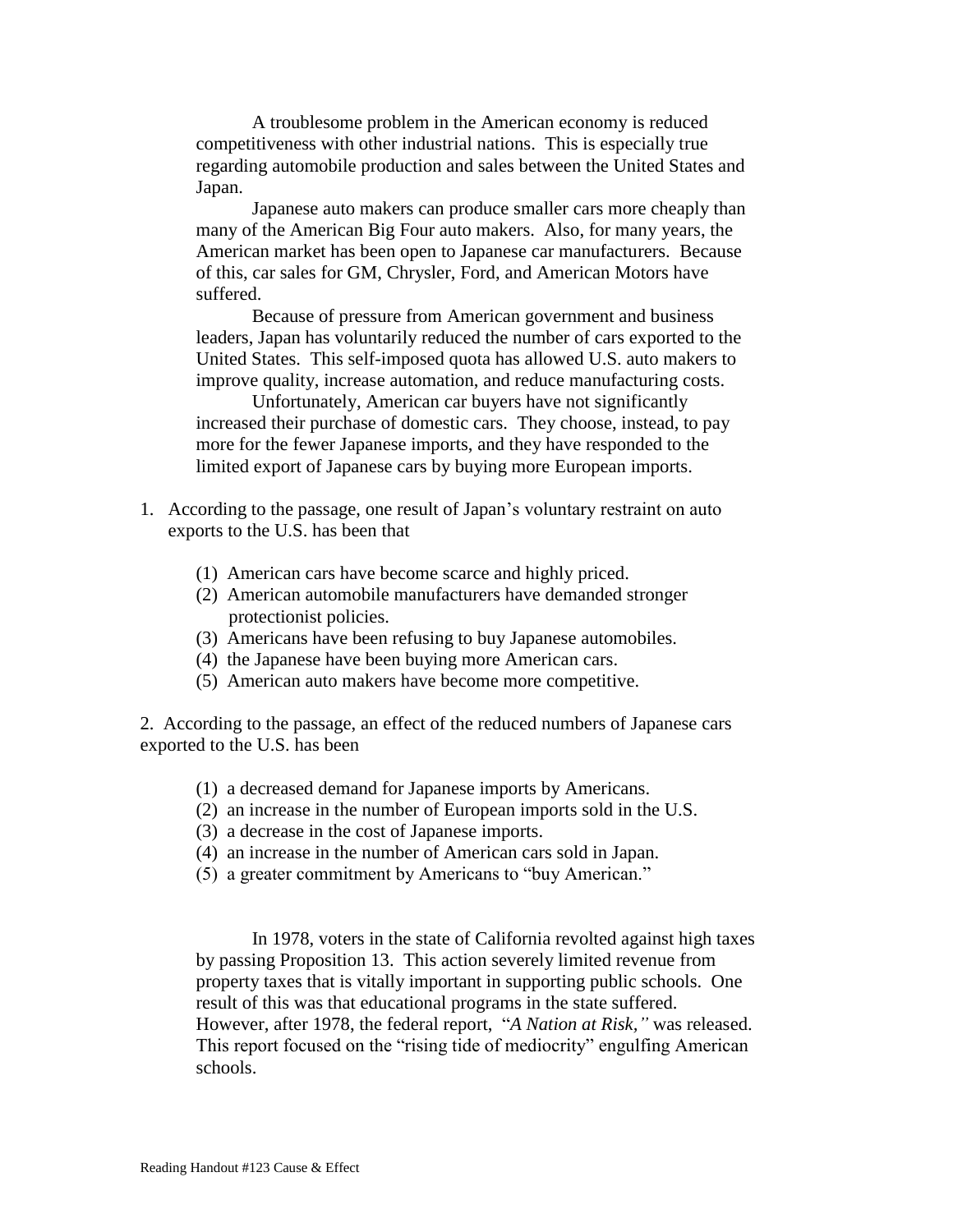A troublesome problem in the American economy is reduced competitiveness with other industrial nations. This is especially true regarding automobile production and sales between the United States and Japan.

Japanese auto makers can produce smaller cars more cheaply than many of the American Big Four auto makers. Also, for many years, the American market has been open to Japanese car manufacturers. Because of this, car sales for GM, Chrysler, Ford, and American Motors have suffered.

Because of pressure from American government and business leaders, Japan has voluntarily reduced the number of cars exported to the United States. This self-imposed quota has allowed U.S. auto makers to improve quality, increase automation, and reduce manufacturing costs.

Unfortunately, American car buyers have not significantly increased their purchase of domestic cars. They choose, instead, to pay more for the fewer Japanese imports, and they have responded to the limited export of Japanese cars by buying more European imports.

1. According to the passage, one result of Japan's voluntary restraint on auto exports to the U.S. has been that

    (1) American cars have become scarce and highly priced.
    (2) American automobile manufacturers have demanded stronger protectionist policies.
    (3) Americans have been refusing to buy Japanese automobiles.
    (4) the Japanese have been buying more American cars.
    (5) American auto makers have become more competitive.

2. According to the passage, an effect of the reduced numbers of Japanese cars exported to the U.S. has been

    (1) a decreased demand for Japanese imports by Americans.
    (2) an increase in the number of European imports sold in the U.S.
    (3) a decrease in the cost of Japanese imports.
    (4) an increase in the number of American cars sold in Japan.
    (5) a greater commitment by Americans to "buy American."

In 1978, voters in the state of California revolted against high taxes by passing Proposition 13. This action severely limited revenue from property taxes that is vitally important in supporting public schools. One result of this was that educational programs in the state suffered. However, after 1978, the federal report, "*A Nation at Risk,"* was released. This report focused on the "rising tide of mediocrity" engulfing American schools.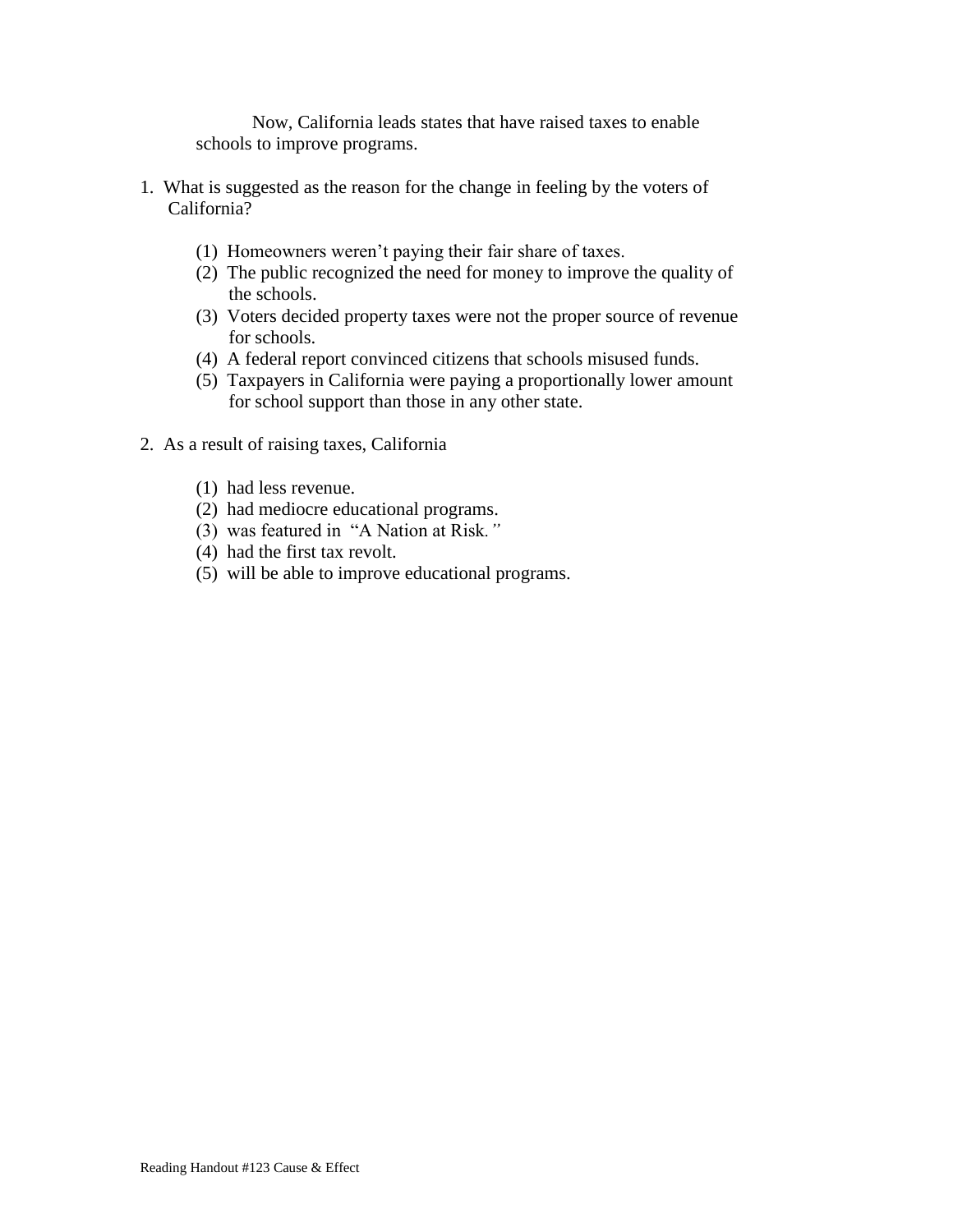Now, California leads states that have raised taxes to enable schools to improve programs.

1. What is suggested as the reason for the change in feeling by the voters of California?

   (1) Homeowners weren't paying their fair share of taxes.
   (2) The public recognized the need for money to improve the quality of the schools.
   (3) Voters decided property taxes were not the proper source of revenue for schools.
   (4) A federal report convinced citizens that schools misused funds.
   (5) Taxpayers in California were paying a proportionally lower amount for school support than those in any other state.

2. As a result of raising taxes, California

   (1) had less revenue.
   (2) had mediocre educational programs.
   (3) was featured in "A Nation at Risk."
   (4) had the first tax revolt.
   (5) will be able to improve educational programs.